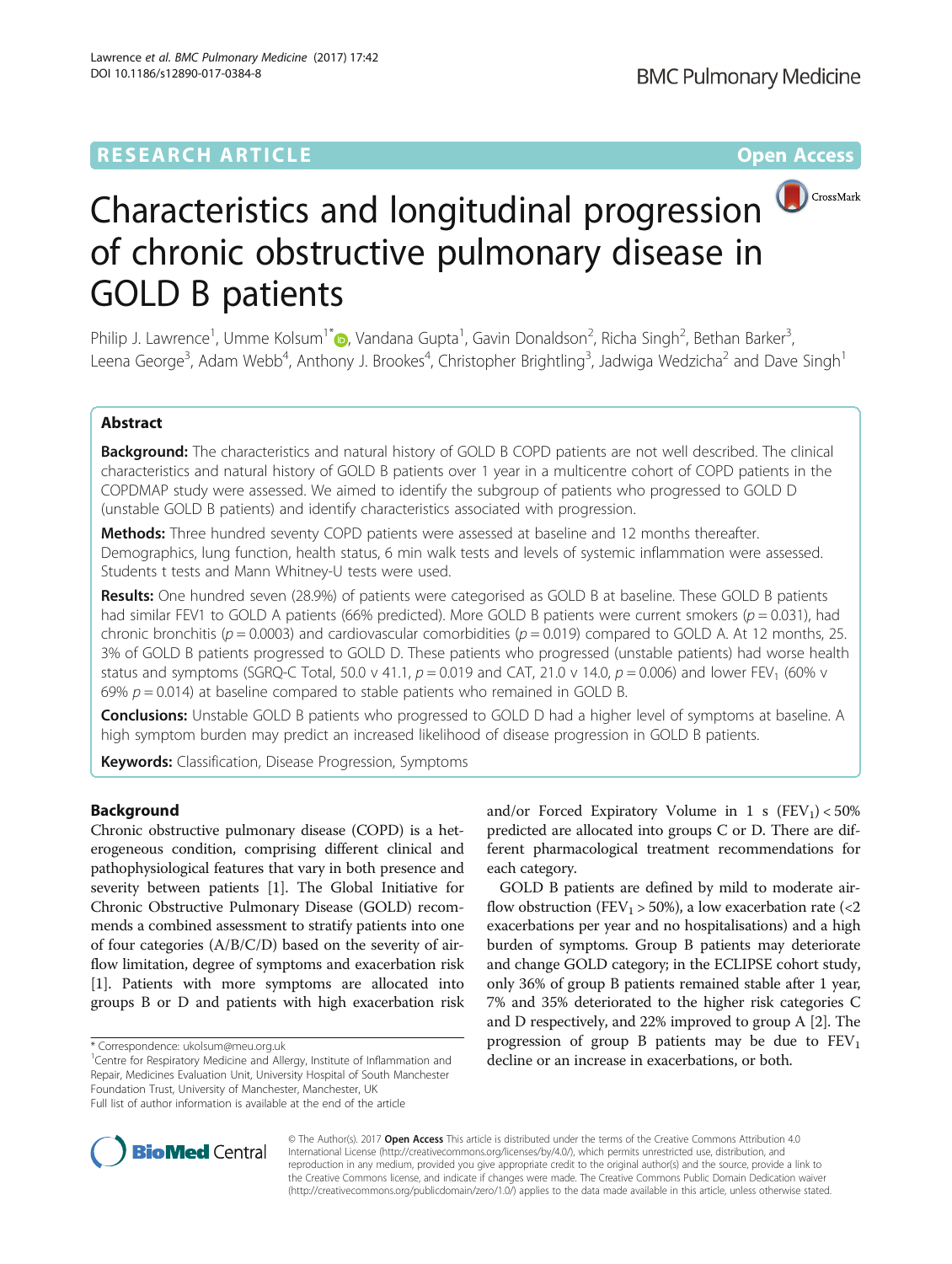RESEARCH ARTICLE

Open Access

# Characteristics and longitudinal progression of chronic obstructive pulmonary disease in GOLD B patients

Philip J. Lawrence[1], Umme Kolsum[1*], Vandana Gupta[1], Gavin Donaldson[2], Richa Singh[2], Bethan Barker[3], Leena George[3], Adam Webb[4], Anthony J. Brookes[4], Christopher Brightling[3], Jadwiga Wedzicha[2] and Dave Singh[1]

## Abstract

**Background:** The characteristics and natural history of GOLD B COPD patients are not well described. The clinical characteristics and natural history of GOLD B patients over 1 year in a multicentre cohort of COPD patients in the COPDMAP study were assessed. We aimed to identify the subgroup of patients who progressed to GOLD D (unstable GOLD B patients) and identify characteristics associated with progression.

**Methods:** Three hundred seventy COPD patients were assessed at baseline and 12 months thereafter. Demographics, lung function, health status, 6 min walk tests and levels of systemic inflammation were assessed. Students t tests and Mann Whitney-U tests were used.

**Results:** One hundred seven (28.9%) of patients were categorised as GOLD B at baseline. These GOLD B patients had similar FEV1 to GOLD A patients (66% predicted). More GOLD B patients were current smokers ($p = 0.031$), had chronic bronchitis ($p = 0.0003$) and cardiovascular comorbidities ($p = 0.019$) compared to GOLD A. At 12 months, 25. 3% of GOLD B patients progressed to GOLD D. These patients who progressed (unstable patients) had worse health status and symptoms (SGRQ-C Total, 50.0 v 41.1, $p = 0.019$ and CAT, 21.0 v 14.0, $p = 0.006$) and lower $FEV_1$ (60% v 69% $p = 0.014$) at baseline compared to stable patients who remained in GOLD B.

**Conclusions:** Unstable GOLD B patients who progressed to GOLD D had a higher level of symptoms at baseline. A high symptom burden may predict an increased likelihood of disease progression in GOLD B patients.

**Keywords:** Classification, Disease Progression, Symptoms

## Background

Chronic obstructive pulmonary disease (COPD) is a heterogeneous condition, comprising different clinical and pathophysiological features that vary in both presence and severity between patients [1]. The Global Initiative for Chronic Obstructive Pulmonary Disease (GOLD) recommends a combined assessment to stratify patients into one of four categories (A/B/C/D) based on the severity of airflow limitation, degree of symptoms and exacerbation risk [1]. Patients with more symptoms are allocated into groups B or D and patients with high exacerbation risk and/or Forced Expiratory Volume in 1 s ($FEV_1$) < 50% predicted are allocated into groups C or D. There are different pharmacological treatment recommendations for each category.

GOLD B patients are defined by mild to moderate airflow obstruction ($FEV_1$ > 50%), a low exacerbation rate (<2 exacerbations per year and no hospitalisations) and a high burden of symptoms. Group B patients may deteriorate and change GOLD category; in the ECLIPSE cohort study, only 36% of group B patients remained stable after 1 year, 7% and 35% deteriorated to the higher risk categories C and D respectively, and 22% improved to group A [2]. The progression of group B patients may be due to $FEV_1$ decline or an increase in exacerbations, or both.

* Correspondence: ukolsum@meu.org.uk
[1]Centre for Respiratory Medicine and Allergy, Institute of Inflammation and Repair, Medicines Evaluation Unit, University Hospital of South Manchester Foundation Trust, University of Manchester, Manchester, UK
Full list of author information is available at the end of the article

© The Author(s). 2017 **Open Access** This article is distributed under the terms of the Creative Commons Attribution 4.0 International License (http://creativecommons.org/licenses/by/4.0/), which permits unrestricted use, distribution, and reproduction in any medium, provided you give appropriate credit to the original author(s) and the source, provide a link to the Creative Commons license, and indicate if changes were made. The Creative Commons Public Domain Dedication waiver (http://creativecommons.org/publicdomain/zero/1.0/) applies to the data made available in this article, unless otherwise stated.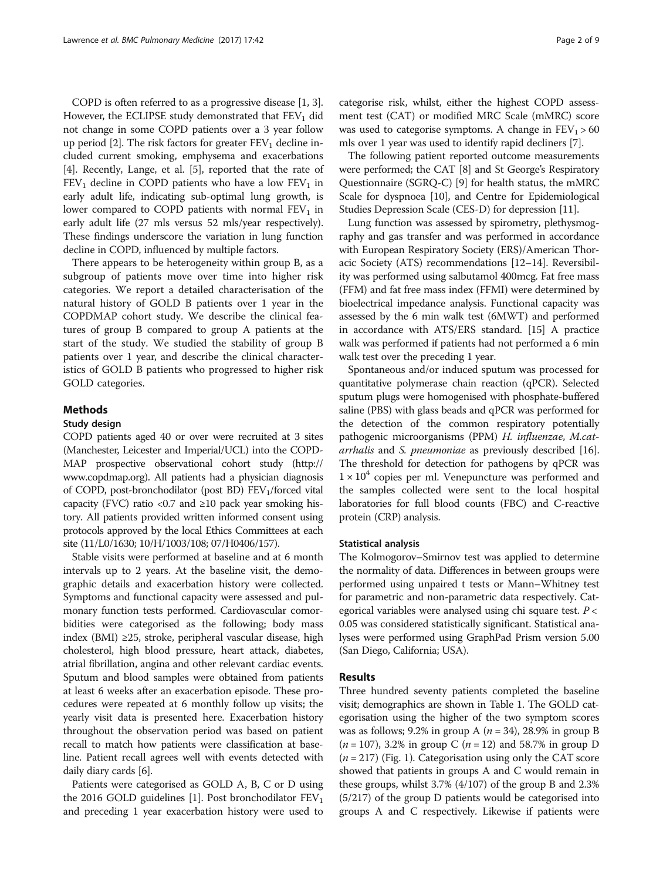COPD is often referred to as a progressive disease [1, 3]. However, the ECLIPSE study demonstrated that $FEV_1$ did not change in some COPD patients over a 3 year follow up period [2]. The risk factors for greater $FEV_1$ decline included current smoking, emphysema and exacerbations [4]. Recently, Lange, et al. [5], reported that the rate of $FEV_1$ decline in COPD patients who have a low $FEV_1$ in early adult life, indicating sub-optimal lung growth, is lower compared to COPD patients with normal $FEV_1$ in early adult life (27 mls versus 52 mls/year respectively). These findings underscore the variation in lung function decline in COPD, influenced by multiple factors.

There appears to be heterogeneity within group B, as a subgroup of patients move over time into higher risk categories. We report a detailed characterisation of the natural history of GOLD B patients over 1 year in the COPDMAP cohort study. We describe the clinical features of group B compared to group A patients at the start of the study. We studied the stability of group B patients over 1 year, and describe the clinical characteristics of GOLD B patients who progressed to higher risk GOLD categories.

## Methods

### Study design

COPD patients aged 40 or over were recruited at 3 sites (Manchester, Leicester and Imperial/UCL) into the COPD-MAP prospective observational cohort study (http://www.copdmap.org). All patients had a physician diagnosis of COPD, post-bronchodilator (post BD) $FEV_1$/forced vital capacity (FVC) ratio <0.7 and ≥10 pack year smoking history. All patients provided written informed consent using protocols approved by the local Ethics Committees at each site (11/L0/1630; 10/H/1003/108; 07/H0406/157).

Stable visits were performed at baseline and at 6 month intervals up to 2 years. At the baseline visit, the demographic details and exacerbation history were collected. Symptoms and functional capacity were assessed and pulmonary function tests performed. Cardiovascular comorbidities were categorised as the following; body mass index (BMI) ≥25, stroke, peripheral vascular disease, high cholesterol, high blood pressure, heart attack, diabetes, atrial fibrillation, angina and other relevant cardiac events. Sputum and blood samples were obtained from patients at least 6 weeks after an exacerbation episode. These procedures were repeated at 6 monthly follow up visits; the yearly visit data is presented here. Exacerbation history throughout the observation period was based on patient recall to match how patients were classification at baseline. Patient recall agrees well with events detected with daily diary cards [6].

Patients were categorised as GOLD A, B, C or D using the 2016 GOLD guidelines [1]. Post bronchodilator $FEV_1$ and preceding 1 year exacerbation history were used to categorise risk, whilst, either the highest COPD assessment test (CAT) or modified MRC Scale (mMRC) score was used to categorise symptoms. A change in $FEV_1$ > 60 mls over 1 year was used to identify rapid decliners [7].

The following patient reported outcome measurements were performed; the CAT [8] and St George's Respiratory Questionnaire (SGRQ-C) [9] for health status, the mMRC Scale for dyspnoea [10], and Centre for Epidemiological Studies Depression Scale (CES-D) for depression [11].

Lung function was assessed by spirometry, plethysmography and gas transfer and was performed in accordance with European Respiratory Society (ERS)/American Thoracic Society (ATS) recommendations [12–14]. Reversibility was performed using salbutamol 400mcg. Fat free mass (FFM) and fat free mass index (FFMI) were determined by bioelectrical impedance analysis. Functional capacity was assessed by the 6 min walk test (6MWT) and performed in accordance with ATS/ERS standard. [15] A practice walk was performed if patients had not performed a 6 min walk test over the preceding 1 year.

Spontaneous and/or induced sputum was processed for quantitative polymerase chain reaction (qPCR). Selected sputum plugs were homogenised with phosphate-buffered saline (PBS) with glass beads and qPCR was performed for the detection of the common respiratory potentially pathogenic microorganisms (PPM) *H. influenzae*, *M.catarrhalis* and *S. pneumoniae* as previously described [16]. The threshold for detection for pathogens by qPCR was $1 \times 10^4$ copies per ml. Venepuncture was performed and the samples collected were sent to the local hospital laboratories for full blood counts (FBC) and C-reactive protein (CRP) analysis.

### Statistical analysis

The Kolmogorov–Smirnov test was applied to determine the normality of data. Differences in between groups were performed using unpaired t tests or Mann–Whitney test for parametric and non-parametric data respectively. Categorical variables were analysed using chi square test. $P$ < 0.05 was considered statistically significant. Statistical analyses were performed using GraphPad Prism version 5.00 (San Diego, California; USA).

## Results

Three hundred seventy patients completed the baseline visit; demographics are shown in Table 1. The GOLD categorisation using the higher of the two symptom scores was as follows; 9.2% in group A ($n$ = 34), 28.9% in group B ($n$ = 107), 3.2% in group C ($n$ = 12) and 58.7% in group D ($n$ = 217) (Fig. 1). Categorisation using only the CAT score showed that patients in groups A and C would remain in these groups, whilst 3.7% (4/107) of the group B and 2.3% (5/217) of the group D patients would be categorised into groups A and C respectively. Likewise if patients were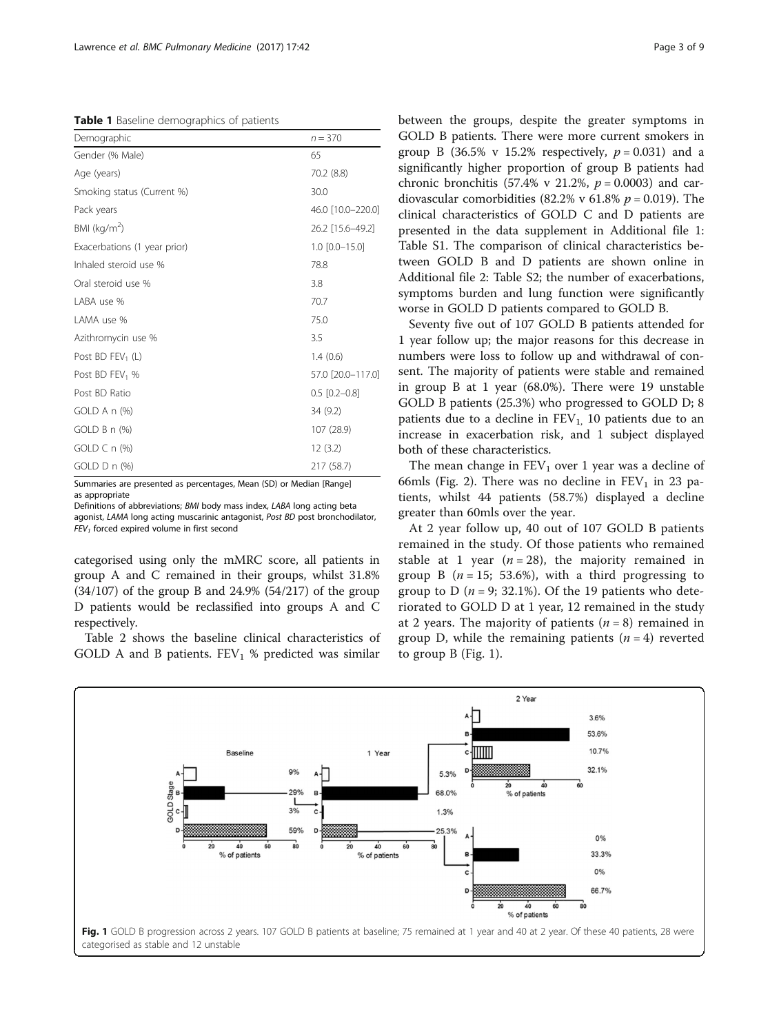**Table 1** Baseline demographics of patients

| Demographic | n = 370 |
|---|---|
| Gender (% Male) | 65 |
| Age (years) | 70.2 (8.8) |
| Smoking status (Current %) | 30.0 |
| Pack years | 46.0 [10.0–220.0] |
| BMI ($kg/m^2$) | 26.2 [15.6–49.2] |
| Exacerbations (1 year prior) | 1.0 [0.0–15.0] |
| Inhaled steroid use % | 78.8 |
| Oral steroid use % | 3.8 |
| LABA use % | 70.7 |
| LAMA use % | 75.0 |
| Azithromycin use % | 3.5 |
| Post BD $FEV_1$ (L) | 1.4 (0.6) |
| Post BD $FEV_1$ % | 57.0 [20.0–117.0] |
| Post BD Ratio | 0.5 [0.2–0.8] |
| GOLD A n (%) | 34 (9.2) |
| GOLD B n (%) | 107 (28.9) |
| GOLD C n (%) | 12 (3.2) |
| GOLD D n (%) | 217 (58.7) |

Summaries are presented as percentages, Mean (SD) or Median [Range] as appropriate

Definitions of abbreviations; *BMI* body mass index, *LABA* long acting beta agonist, *LAMA* long acting muscarinic antagonist, *Post BD* post bronchodilator, $FEV_1$ forced expired volume in first second

categorised using only the mMRC score, all patients in group A and C remained in their groups, whilst 31.8% (34/107) of the group B and 24.9% (54/217) of the group D patients would be reclassified into groups A and C respectively.

Table 2 shows the baseline clinical characteristics of GOLD A and B patients. $FEV_1$ % predicted was similar between the groups, despite the greater symptoms in GOLD B patients. There were more current smokers in group B (36.5% v 15.2% respectively, $p = 0.031$) and a significantly higher proportion of group B patients had chronic bronchitis (57.4% v 21.2%, $p = 0.0003$) and cardiovascular comorbidities (82.2% v 61.8% $p = 0.019$). The clinical characteristics of GOLD C and D patients are presented in the data supplement in Additional file 1: Table S1. The comparison of clinical characteristics between GOLD B and D patients are shown online in Additional file 2: Table S2; the number of exacerbations, symptoms burden and lung function were significantly worse in GOLD D patients compared to GOLD B.

Seventy five out of 107 GOLD B patients attended for 1 year follow up; the major reasons for this decrease in numbers were loss to follow up and withdrawal of consent. The majority of patients were stable and remained in group B at 1 year (68.0%). There were 19 unstable GOLD B patients (25.3%) who progressed to GOLD D; 8 patients due to a decline in $FEV_1$, 10 patients due to an increase in exacerbation risk, and 1 subject displayed both of these characteristics.

The mean change in $FEV_1$ over 1 year was a decline of 66mls (Fig. 2). There was no decline in $FEV_1$ in 23 patients, whilst 44 patients (58.7%) displayed a decline greater than 60mls over the year.

At 2 year follow up, 40 out of 107 GOLD B patients remained in the study. Of those patients who remained stable at 1 year ($n = 28$), the majority remained in group B ($n = 15$; 53.6%), with a third progressing to group to D ($n = 9$; 32.1%). Of the 19 patients who deteriorated to GOLD D at 1 year, 12 remained in the study at 2 years. The majority of patients ($n = 8$) remained in group D, while the remaining patients ($n = 4$) reverted to group B (Fig. 1).

**Fig. 1** GOLD B progression across 2 years. 107 GOLD B patients at baseline; 75 remained at 1 year and 40 at 2 year. Of these 40 patients, 28 were categorised as stable and 12 unstable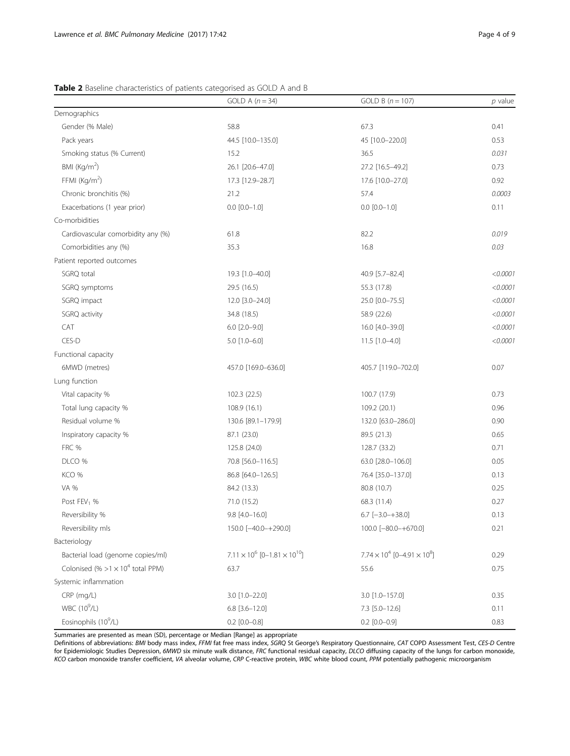**Table 2** Baseline characteristics of patients categorised as GOLD A and B

| | GOLD A (*n* = 34) | GOLD B (*n* = 107) | *p* value |
|---|---|---|---|
| Demographics | | | |
| Gender (% Male) | 58.8 | 67.3 | 0.41 |
| Pack years | 44.5 [10.0–135.0] | 45 [10.0–220.0] | 0.53 |
| Smoking status (% Current) | 15.2 | 36.5 | *0.031* |
| BMI (Kg/m$^2$) | 26.1 [20.6–47.0] | 27.2 [16.5–49.2] | 0.73 |
| FFMI (Kg/m$^2$) | 17.3 [12.9–28.7] | 17.6 [10.0–27.0] | 0.92 |
| Chronic bronchitis (%) | 21.2 | 57.4 | *0.0003* |
| Exacerbations (1 year prior) | 0.0 [0.0–1.0] | 0.0 [0.0–1.0] | 0.11 |
| Co-morbidities | | | |
| Cardiovascular comorbidity any (%) | 61.8 | 82.2 | *0.019* |
| Comorbidities any (%) | 35.3 | 16.8 | *0.03* |
| Patient reported outcomes | | | |
| SGRQ total | 19.3 [1.0–40.0] | 40.9 [5.7–82.4] | *<0.0001* |
| SGRQ symptoms | 29.5 (16.5) | 55.3 (17.8) | *<0.0001* |
| SGRQ impact | 12.0 [3.0–24.0] | 25.0 [0.0–75.5] | *<0.0001* |
| SGRQ activity | 34.8 (18.5) | 58.9 (22.6) | *<0.0001* |
| CAT | 6.0 [2.0–9.0] | 16.0 [4.0–39.0] | *<0.0001* |
| CES-D | 5.0 [1.0–6.0] | 11.5 [1.0–4.0] | *<0.0001* |
| Functional capacity | | | |
| 6MWD (metres) | 457.0 [169.0–636.0] | 405.7 [119.0–702.0] | 0.07 |
| Lung function | | | |
| Vital capacity % | 102.3 (22.5) | 100.7 (17.9) | 0.73 |
| Total lung capacity % | 108.9 (16.1) | 109.2 (20.1) | 0.96 |
| Residual volume % | 130.6 [89.1–179.9] | 132.0 [63.0–286.0] | 0.90 |
| Inspiratory capacity % | 87.1 (23.0) | 89.5 (21.3) | 0.65 |
| FRC % | 125.8 (24.0) | 128.7 (33.2) | 0.71 |
| DLCO % | 70.8 [56.0–116.5] | 63.0 [28.0–106.0] | 0.05 |
| KCO % | 86.8 [64.0–126.5] | 76.4 [35.0–137.0] | 0.13 |
| VA % | 84.2 (13.3) | 80.8 (10.7) | 0.25 |
| Post FEV$_1$ % | 71.0 (15.2) | 68.3 (11.4) | 0.27 |
| Reversibility % | 9.8 [4.0–16.0] | 6.7 [−3.0–+38.0] | 0.13 |
| Reversibility mls | 150.0 [−40.0–+290.0] | 100.0 [−80.0–+670.0] | 0.21 |
| Bacteriology | | | |
| Bacterial load (genome copies/ml) | $7.11 \times 10^6$ [0–$1.81 \times 10^{10}$] | $7.74 \times 10^4$ [0–$4.91 \times 10^8$] | 0.29 |
| Colonised (% $>1 \times 10^4$ total PPM) | 63.7 | 55.6 | 0.75 |
| Systemic inflammation | | | |
| CRP (mg/L) | 3.0 [1.0–22.0] | 3.0 [1.0–157.0] | 0.35 |
| WBC ($10^9$/L) | 6.8 [3.6–12.0] | 7.3 [5.0–12.6] | 0.11 |
| Eosinophils ($10^9$/L) | 0.2 [0.0–0.8] | 0.2 [0.0–0.9] | 0.83 |

Summaries are presented as mean (SD), percentage or Median [Range] as appropriate

Definitions of abbreviations: *BMI* body mass index, *FFMI* fat free mass index, *SGRQ* St George's Respiratory Questionnaire, *CAT* COPD Assessment Test, *CES-D* Centre for Epidemiologic Studies Depression, *6MWD* six minute walk distance, *FRC* functional residual capacity, *DLCO* diffusing capacity of the lungs for carbon monoxide, *KCO* carbon monoxide transfer coefficient, *VA* alveolar volume, *CRP* C-reactive protein, *WBC* white blood count, *PPM* potentially pathogenic microorganism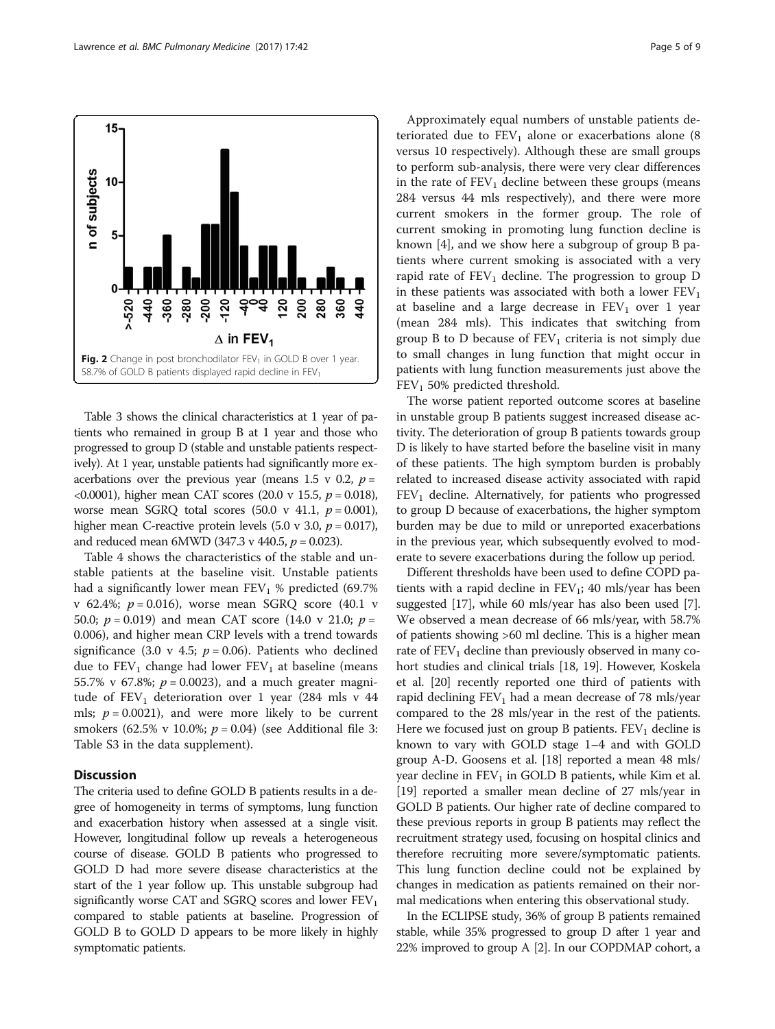Fig. 2 Change in post bronchodilator $FEV_1$ in GOLD B over 1 year. 58.7% of GOLD B patients displayed rapid decline in $FEV_1$

Table 3 shows the clinical characteristics at 1 year of patients who remained in group B at 1 year and those who progressed to group D (stable and unstable patients respectively). At 1 year, unstable patients had significantly more exacerbations over the previous year (means 1.5 v 0.2, $p$ = <0.0001), higher mean CAT scores (20.0 v 15.5, $p = 0.018$), worse mean SGRQ total scores (50.0 v 41.1, $p = 0.001$), higher mean C-reactive protein levels (5.0 v 3.0, $p = 0.017$), and reduced mean 6MWD (347.3 v 440.5, $p = 0.023$).

Table 4 shows the characteristics of the stable and unstable patients at the baseline visit. Unstable patients had a significantly lower mean $FEV_1$ % predicted (69.7% v 62.4%; $p = 0.016$), worse mean SGRQ score (40.1 v 50.0; $p = 0.019$) and mean CAT score (14.0 v 21.0; $p$ = 0.006), and higher mean CRP levels with a trend towards significance (3.0 v 4.5; $p = 0.06$). Patients who declined due to $FEV_1$ change had lower $FEV_1$ at baseline (means 55.7% v 67.8%; $p = 0.0023$), and a much greater magnitude of $FEV_1$ deterioration over 1 year (284 mls v 44 mls; $p = 0.0021$), and were more likely to be current smokers (62.5% v 10.0%; $p = 0.04$) (see Additional file 3: Table S3 in the data supplement).

## Discussion

The criteria used to define GOLD B patients results in a degree of homogeneity in terms of symptoms, lung function and exacerbation history when assessed at a single visit. However, longitudinal follow up reveals a heterogeneous course of disease. GOLD B patients who progressed to GOLD D had more severe disease characteristics at the start of the 1 year follow up. This unstable subgroup had significantly worse CAT and SGRQ scores and lower $FEV_1$ compared to stable patients at baseline. Progression of GOLD B to GOLD D appears to be more likely in highly symptomatic patients.

Approximately equal numbers of unstable patients deteriorated due to $FEV_1$ alone or exacerbations alone (8 versus 10 respectively). Although these are small groups to perform sub-analysis, there were very clear differences in the rate of $FEV_1$ decline between these groups (means 284 versus 44 mls respectively), and there were more current smokers in the former group. The role of current smoking in promoting lung function decline is known [4], and we show here a subgroup of group B patients where current smoking is associated with a very rapid rate of $FEV_1$ decline. The progression to group D in these patients was associated with both a lower $FEV_1$ at baseline and a large decrease in $FEV_1$ over 1 year (mean 284 mls). This indicates that switching from group B to D because of $FEV_1$ criteria is not simply due to small changes in lung function that might occur in patients with lung function measurements just above the $FEV_1$ 50% predicted threshold.

The worse patient reported outcome scores at baseline in unstable group B patients suggest increased disease activity. The deterioration of group B patients towards group D is likely to have started before the baseline visit in many of these patients. The high symptom burden is probably related to increased disease activity associated with rapid $FEV_1$ decline. Alternatively, for patients who progressed to group D because of exacerbations, the higher symptom burden may be due to mild or unreported exacerbations in the previous year, which subsequently evolved to moderate to severe exacerbations during the follow up period.

Different thresholds have been used to define COPD patients with a rapid decline in $FEV_1$; 40 mls/year has been suggested [17], while 60 mls/year has also been used [7]. We observed a mean decrease of 66 mls/year, with 58.7% of patients showing >60 ml decline. This is a higher mean rate of $FEV_1$ decline than previously observed in many cohort studies and clinical trials [18, 19]. However, Koskela et al. [20] recently reported one third of patients with rapid declining $FEV_1$ had a mean decrease of 78 mls/year compared to the 28 mls/year in the rest of the patients. Here we focused just on group B patients. $FEV_1$ decline is known to vary with GOLD stage 1–4 and with GOLD group A-D. Goosens et al. [18] reported a mean 48 mls/year decline in $FEV_1$ in GOLD B patients, while Kim et al. [19] reported a smaller mean decline of 27 mls/year in GOLD B patients. Our higher rate of decline compared to these previous reports in group B patients may reflect the recruitment strategy used, focusing on hospital clinics and therefore recruiting more severe/symptomatic patients. This lung function decline could not be explained by changes in medication as patients remained on their normal medications when entering this observational study.

In the ECLIPSE study, 36% of group B patients remained stable, while 35% progressed to group D after 1 year and 22% improved to group A [2]. In our COPDMAP cohort, a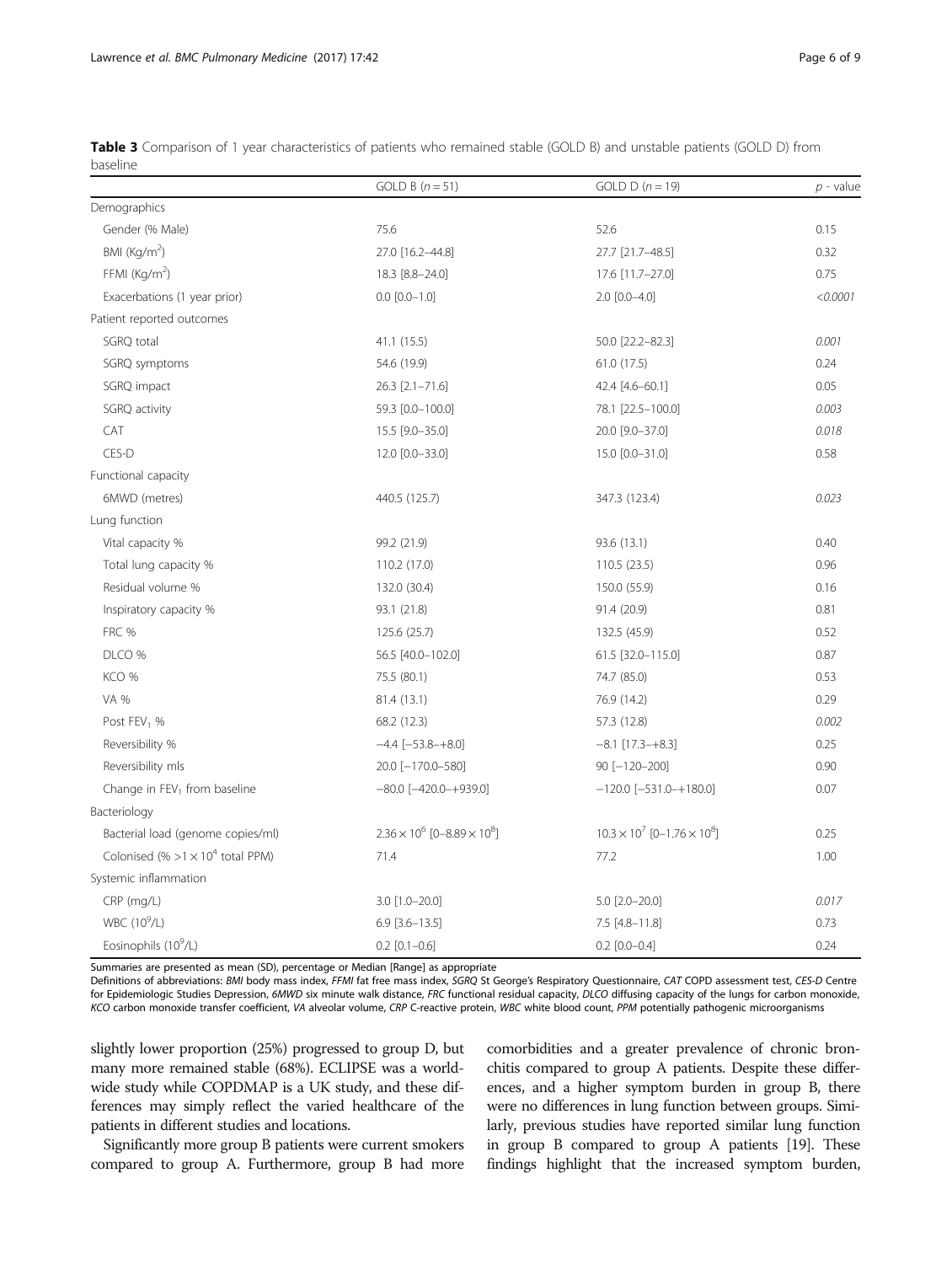**Table 3** Comparison of 1 year characteristics of patients who remained stable (GOLD B) and unstable patients (GOLD D) from baseline

| | GOLD B ($n = 51$) | GOLD D ($n = 19$) | $p$ - value |
|---|---|---|---|
| Demographics | | | |
| Gender (% Male) | 75.6 | 52.6 | 0.15 |
| BMI (Kg/m$^2$) | 27.0 [16.2–44.8] | 27.7 [21.7–48.5] | 0.32 |
| FFMI (Kg/m$^2$) | 18.3 [8.8–24.0] | 17.6 [11.7–27.0] | 0.75 |
| Exacerbations (1 year prior) | 0.0 [0.0–1.0] | 2.0 [0.0–4.0] | *<0.0001* |
| Patient reported outcomes | | | |
| SGRQ total | 41.1 (15.5) | 50.0 [22.2–82.3] | *0.001* |
| SGRQ symptoms | 54.6 (19.9) | 61.0 (17.5) | 0.24 |
| SGRQ impact | 26.3 [2.1–71.6] | 42.4 [4.6–60.1] | 0.05 |
| SGRQ activity | 59.3 [0.0–100.0] | 78.1 [22.5–100.0] | *0.003* |
| CAT | 15.5 [9.0–35.0] | 20.0 [9.0–37.0] | *0.018* |
| CES-D | 12.0 [0.0–33.0] | 15.0 [0.0–31.0] | 0.58 |
| Functional capacity | | | |
| 6MWD (metres) | 440.5 (125.7) | 347.3 (123.4) | *0.023* |
| Lung function | | | |
| Vital capacity % | 99.2 (21.9) | 93.6 (13.1) | 0.40 |
| Total lung capacity % | 110.2 (17.0) | 110.5 (23.5) | 0.96 |
| Residual volume % | 132.0 (30.4) | 150.0 (55.9) | 0.16 |
| Inspiratory capacity % | 93.1 (21.8) | 91.4 (20.9) | 0.81 |
| FRC % | 125.6 (25.7) | 132.5 (45.9) | 0.52 |
| DLCO % | 56.5 [40.0–102.0] | 61.5 [32.0–115.0] | 0.87 |
| KCO % | 75.5 (80.1) | 74.7 (85.0) | 0.53 |
| VA % | 81.4 (13.1) | 76.9 (14.2) | 0.29 |
| Post $FEV_1$ % | 68.2 (12.3) | 57.3 (12.8) | *0.002* |
| Reversibility % | −4.4 [−53.8–+8.0] | −8.1 [17.3–+8.3] | 0.25 |
| Reversibility mls | 20.0 [−170.0–580] | 90 [−120–200] | 0.90 |
| Change in $FEV_1$ from baseline | −80.0 [−420.0–+939.0] | −120.0 [−531.0–+180.0] | 0.07 |
| Bacteriology | | | |
| Bacterial load (genome copies/ml) | $2.36 \times 10^6$ [0–$8.89 \times 10^8$] | $10.3 \times 10^7$ [0–$1.76 \times 10^8$] | 0.25 |
| Colonised (% $>1 \times 10^4$ total PPM) | 71.4 | 77.2 | 1.00 |
| Systemic inflammation | | | |
| CRP (mg/L) | 3.0 [1.0–20.0] | 5.0 [2.0–20.0] | *0.017* |
| WBC ($10^9$/L) | 6.9 [3.6–13.5] | 7.5 [4.8–11.8] | 0.73 |
| Eosinophils ($10^9$/L) | 0.2 [0.1–0.6] | 0.2 [0.0–0.4] | 0.24 |

Summaries are presented as mean (SD), percentage or Median [Range] as appropriate

Definitions of abbreviations: *BMI* body mass index, *FFMI* fat free mass index, *SGRQ* St George's Respiratory Questionnaire, *CAT* COPD assessment test, *CES-D* Centre for Epidemiologic Studies Depression, *6MWD* six minute walk distance, *FRC* functional residual capacity, *DLCO* diffusing capacity of the lungs for carbon monoxide, *KCO* carbon monoxide transfer coefficient, *VA* alveolar volume, *CRP* C-reactive protein, *WBC* white blood count, *PPM* potentially pathogenic microorganisms

slightly lower proportion (25%) progressed to group D, but many more remained stable (68%). ECLIPSE was a worldwide study while COPDMAP is a UK study, and these differences may simply reflect the varied healthcare of the patients in different studies and locations.

Significantly more group B patients were current smokers compared to group A. Furthermore, group B had more comorbidities and a greater prevalence of chronic bronchitis compared to group A patients. Despite these differences, and a higher symptom burden in group B, there were no differences in lung function between groups. Similarly, previous studies have reported similar lung function in group B compared to group A patients [19]. These findings highlight that the increased symptom burden,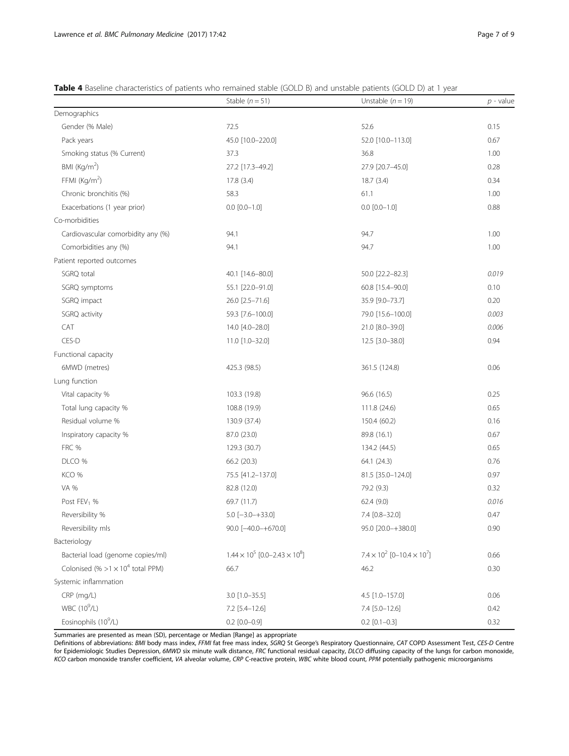**Table 4** Baseline characteristics of patients who remained stable (GOLD B) and unstable patients (GOLD D) at 1 year

| | Stable ($n = 51$) | Unstable ($n = 19$) | $p$ - value |
|---|---|---|---|
| Demographics | | | |
| Gender (% Male) | 72.5 | 52.6 | 0.15 |
| Pack years | 45.0 [10.0–220.0] | 52.0 [10.0–113.0] | 0.67 |
| Smoking status (% Current) | 37.3 | 36.8 | 1.00 |
| BMI (Kg/m$^2$) | 27.2 [17.3–49.2] | 27.9 [20.7–45.0] | 0.28 |
| FFMI (Kg/m$^2$) | 17.8 (3.4) | 18.7 (3.4) | 0.34 |
| Chronic bronchitis (%) | 58.3 | 61.1 | 1.00 |
| Exacerbations (1 year prior) | 0.0 [0.0–1.0] | 0.0 [0.0–1.0] | 0.88 |
| Co-morbidities | | | |
| Cardiovascular comorbidity any (%) | 94.1 | 94.7 | 1.00 |
| Comorbidities any (%) | 94.1 | 94.7 | 1.00 |
| Patient reported outcomes | | | |
| SGRQ total | 40.1 [14.6–80.0] | 50.0 [22.2–82.3] | *0.019* |
| SGRQ symptoms | 55.1 [22.0–91.0] | 60.8 [15.4–90.0] | 0.10 |
| SGRQ impact | 26.0 [2.5–71.6] | 35.9 [9.0–73.7] | 0.20 |
| SGRQ activity | 59.3 [7.6–100.0] | 79.0 [15.6–100.0] | *0.003* |
| CAT | 14.0 [4.0–28.0] | 21.0 [8.0–39.0] | *0.006* |
| CES-D | 11.0 [1.0–32.0] | 12.5 [3.0–38.0] | 0.94 |
| Functional capacity | | | |
| 6MWD (metres) | 425.3 (98.5) | 361.5 (124.8) | 0.06 |
| Lung function | | | |
| Vital capacity % | 103.3 (19.8) | 96.6 (16.5) | 0.25 |
| Total lung capacity % | 108.8 (19.9) | 111.8 (24.6) | 0.65 |
| Residual volume % | 130.9 (37.4) | 150.4 (60.2) | 0.16 |
| Inspiratory capacity % | 87.0 (23.0) | 89.8 (16.1) | 0.67 |
| FRC % | 129.3 (30.7) | 134.2 (44.5) | 0.65 |
| DLCO % | 66.2 (20.3) | 64.1 (24.3) | 0.76 |
| KCO % | 75.5 [41.2–137.0] | 81.5 [35.0–124.0] | 0.97 |
| VA % | 82.8 (12.0) | 79.2 (9.3) | 0.32 |
| Post FEV$_1$ % | 69.7 (11.7) | 62.4 (9.0) | *0.016* |
| Reversibility % | 5.0 [−3.0–+33.0] | 7.4 [0.8–32.0] | 0.47 |
| Reversibility mls | 90.0 [−40.0–+670.0] | 95.0 [20.0–+380.0] | 0.90 |
| Bacteriology | | | |
| Bacterial load (genome copies/ml) | $1.44 \times 10^5$ [0.0–$2.43 \times 10^8$] | $7.4 \times 10^2$ [0–$10.4 \times 10^7$] | 0.66 |
| Colonised (% $>1 \times 10^4$ total PPM) | 66.7 | 46.2 | 0.30 |
| Systemic inflammation | | | |
| CRP (mg/L) | 3.0 [1.0–35.5] | 4.5 [1.0–157.0] | 0.06 |
| WBC ($10^9$/L) | 7.2 [5.4–12.6] | 7.4 [5.0–12.6] | 0.42 |
| Eosinophils ($10^9$/L) | 0.2 [0.0–0.9] | 0.2 [0.1–0.3] | 0.32 |

Summaries are presented as mean (SD), percentage or Median [Range] as appropriate

Definitions of abbreviations: *BMI* body mass index, *FFMI* fat free mass index, *SGRQ* St George's Respiratory Questionnaire, *CAT* COPD Assessment Test, *CES-D* Centre for Epidemiologic Studies Depression, *6MWD* six minute walk distance, *FRC* functional residual capacity, *DLCO* diffusing capacity of the lungs for carbon monoxide, *KCO* carbon monoxide transfer coefficient, *VA* alveolar volume, *CRP* C-reactive protein, *WBC* white blood count, *PPM* potentially pathogenic microorganisms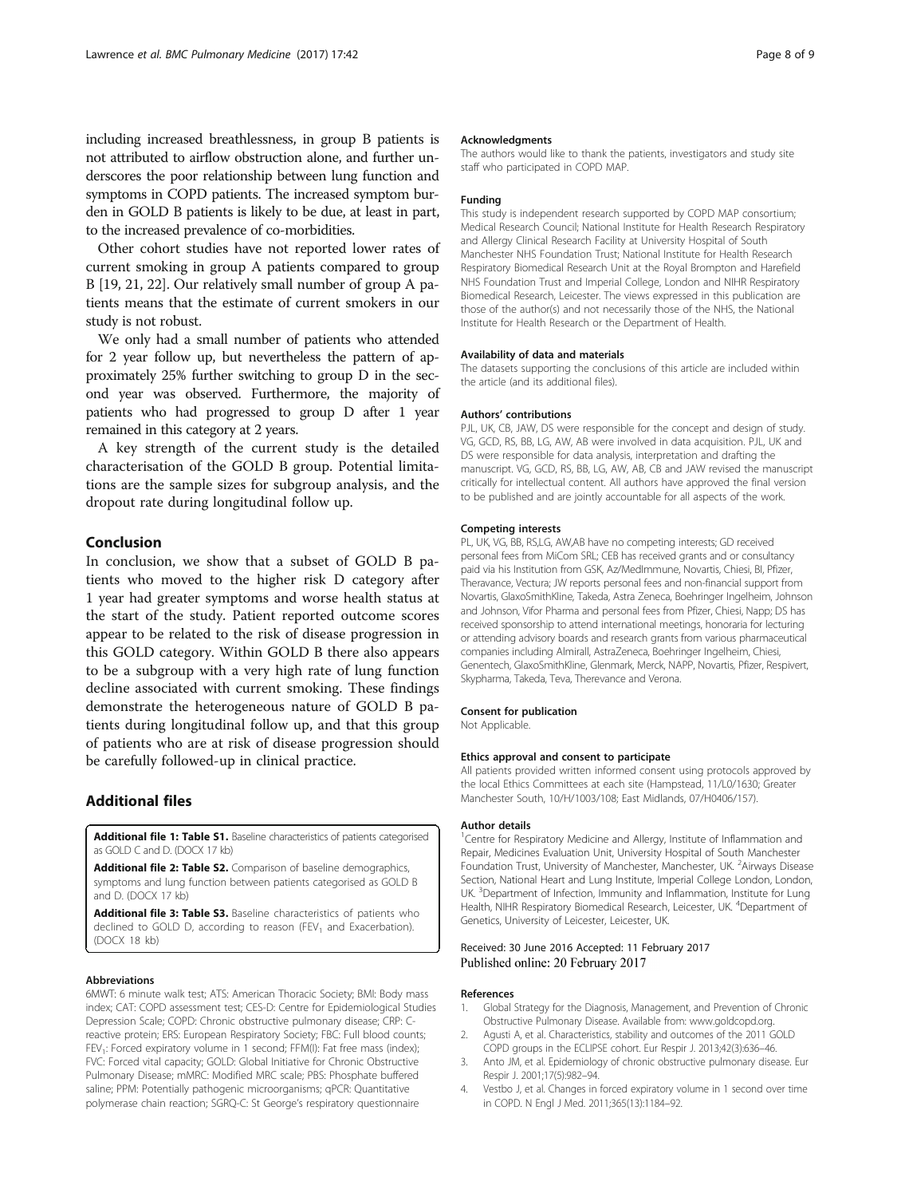including increased breathlessness, in group B patients is not attributed to airflow obstruction alone, and further underscores the poor relationship between lung function and symptoms in COPD patients. The increased symptom burden in GOLD B patients is likely to be due, at least in part, to the increased prevalence of co-morbidities.

Other cohort studies have not reported lower rates of current smoking in group A patients compared to group B [19, 21, 22]. Our relatively small number of group A patients means that the estimate of current smokers in our study is not robust.

We only had a small number of patients who attended for 2 year follow up, but nevertheless the pattern of approximately 25% further switching to group D in the second year was observed. Furthermore, the majority of patients who had progressed to group D after 1 year remained in this category at 2 years.

A key strength of the current study is the detailed characterisation of the GOLD B group. Potential limitations are the sample sizes for subgroup analysis, and the dropout rate during longitudinal follow up.

## Conclusion

In conclusion, we show that a subset of GOLD B patients who moved to the higher risk D category after 1 year had greater symptoms and worse health status at the start of the study. Patient reported outcome scores appear to be related to the risk of disease progression in this GOLD category. Within GOLD B there also appears to be a subgroup with a very high rate of lung function decline associated with current smoking. These findings demonstrate the heterogeneous nature of GOLD B patients during longitudinal follow up, and that this group of patients who are at risk of disease progression should be carefully followed-up in clinical practice.

## Additional files

**Additional file 1: Table S1.** Baseline characteristics of patients categorised as GOLD C and D. (DOCX 17 kb)

**Additional file 2: Table S2.** Comparison of baseline demographics, symptoms and lung function between patients categorised as GOLD B and D. (DOCX 17 kb)

**Additional file 3: Table S3.** Baseline characteristics of patients who declined to GOLD D, according to reason ($FEV_1$ and Exacerbation). (DOCX 18 kb)

#### Abbreviations

6MWT: 6 minute walk test; ATS: American Thoracic Society; BMI: Body mass index; CAT: COPD assessment test; CES-D: Centre for Epidemiological Studies Depression Scale; COPD: Chronic obstructive pulmonary disease; CRP: C-reactive protein; ERS: European Respiratory Society; FBC: Full blood counts; $FEV_1$: Forced expiratory volume in 1 second; FFM(I): Fat free mass (index); FVC: Forced vital capacity; GOLD: Global Initiative for Chronic Obstructive Pulmonary Disease; mMRC: Modified MRC scale; PBS: Phosphate buffered saline; PPM: Potentially pathogenic microorganisms; qPCR: Quantitative polymerase chain reaction; SGRQ-C: St George's respiratory questionnaire

#### Acknowledgments

The authors would like to thank the patients, investigators and study site staff who participated in COPD MAP.

#### Funding

This study is independent research supported by COPD MAP consortium; Medical Research Council; National Institute for Health Research Respiratory and Allergy Clinical Research Facility at University Hospital of South Manchester NHS Foundation Trust; National Institute for Health Research Respiratory Biomedical Research Unit at the Royal Brompton and Harefield NHS Foundation Trust and Imperial College, London and NIHR Respiratory Biomedical Research, Leicester. The views expressed in this publication are those of the author(s) and not necessarily those of the NHS, the National Institute for Health Research or the Department of Health.

#### Availability of data and materials

The datasets supporting the conclusions of this article are included within the article (and its additional files).

#### Authors' contributions

PJL, UK, CB, JAW, DS were responsible for the concept and design of study. VG, GCD, RS, BB, LG, AW, AB were involved in data acquisition. PJL, UK and DS were responsible for data analysis, interpretation and drafting the manuscript. VG, GCD, RS, BB, LG, AW, AB, CB and JAW revised the manuscript critically for intellectual content. All authors have approved the final version to be published and are jointly accountable for all aspects of the work.

#### Competing interests

PL, UK, VG, BB, RS,LG, AW,AB have no competing interests; GD received personal fees from MiCom SRL; CEB has received grants and or consultancy paid via his Institution from GSK, Az/MedImmune, Novartis, Chiesi, BI, Pfizer, Theravance, Vectura; JW reports personal fees and non-financial support from Novartis, GlaxoSmithKline, Takeda, Astra Zeneca, Boehringer Ingelheim, Johnson and Johnson, Vifor Pharma and personal fees from Pfizer, Chiesi, Napp; DS has received sponsorship to attend international meetings, honoraria for lecturing or attending advisory boards and research grants from various pharmaceutical companies including Almirall, AstraZeneca, Boehringer Ingelheim, Chiesi, Genentech, GlaxoSmithKline, Glenmark, Merck, NAPP, Novartis, Pfizer, Respivert, Skypharma, Takeda, Teva, Therevance and Verona.

#### Consent for publication

Not Applicable.

#### Ethics approval and consent to participate

All patients provided written informed consent using protocols approved by the local Ethics Committees at each site (Hampstead, 11/L0/1630; Greater Manchester South, 10/H/1003/108; East Midlands, 07/H0406/157).

#### Author details

[1]Centre for Respiratory Medicine and Allergy, Institute of Inflammation and Repair, Medicines Evaluation Unit, University Hospital of South Manchester Foundation Trust, University of Manchester, Manchester, UK. [2]Airways Disease Section, National Heart and Lung Institute, Imperial College London, London, UK. [3]Department of Infection, Immunity and Inflammation, Institute for Lung Health, NIHR Respiratory Biomedical Research, Leicester, UK. [4]Department of Genetics, University of Leicester, Leicester, UK.

Received: 30 June 2016 Accepted: 11 February 2017
Published online: 20 February 2017

#### References

1. Global Strategy for the Diagnosis, Management, and Prevention of Chronic Obstructive Pulmonary Disease. Available from: www.goldcopd.org.
2. Agusti A, et al. Characteristics, stability and outcomes of the 2011 GOLD COPD groups in the ECLIPSE cohort. Eur Respir J. 2013;42(3):636–46.
3. Anto JM, et al. Epidemiology of chronic obstructive pulmonary disease. Eur Respir J. 2001;17(5):982–94.
4. Vestbo J, et al. Changes in forced expiratory volume in 1 second over time in COPD. N Engl J Med. 2011;365(13):1184–92.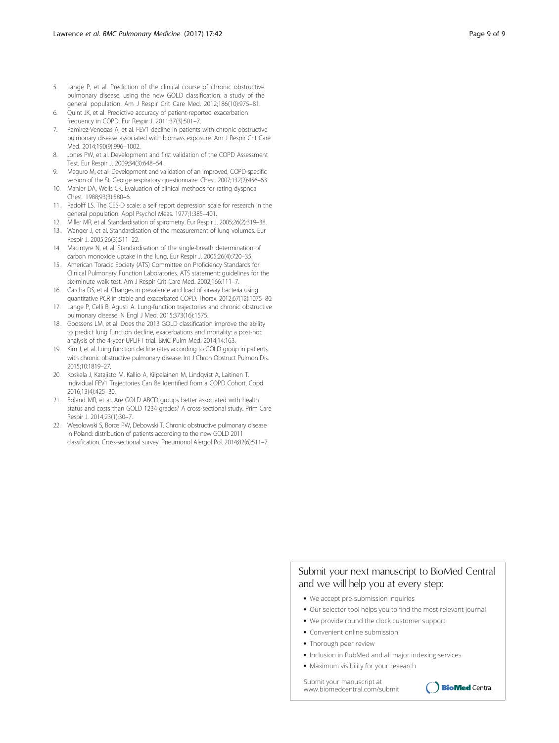5. Lange P, et al. Prediction of the clinical course of chronic obstructive pulmonary disease, using the new GOLD classification: a study of the general population. Am J Respir Crit Care Med. 2012;186(10):975–81.
6. Quint JK, et al. Predictive accuracy of patient-reported exacerbation frequency in COPD. Eur Respir J. 2011;37(3):501–7.
7. Ramirez-Venegas A, et al. FEV1 decline in patients with chronic obstructive pulmonary disease associated with biomass exposure. Am J Respir Crit Care Med. 2014;190(9):996–1002.
8. Jones PW, et al. Development and first validation of the COPD Assessment Test. Eur Respir J. 2009;34(3):648–54.
9. Meguro M, et al. Development and validation of an improved, COPD-specific version of the St. George respiratory questionnaire. Chest. 2007;132(2):456–63.
10. Mahler DA, Wells CK. Evaluation of clinical methods for rating dyspnea. Chest. 1988;93(3):580–6.
11. Radolff LS. The CES-D scale: a self report depression scale for research in the general population. Appl Psychol Meas. 1977;1:385–401.
12. Miller MR, et al. Standardisation of spirometry. Eur Respir J. 2005;26(2):319–38.
13. Wanger J, et al. Standardisation of the measurement of lung volumes. Eur Respir J. 2005;26(3):511–22.
14. Macintyre N, et al. Standardisation of the single-breath determination of carbon monoxide uptake in the lung. Eur Respir J. 2005;26(4):720–35.
15. American Toracic Society (ATS) Committee on Proficiency Standards for Clinical Pulmonary Function Laboratories. ATS statement: guidelines for the six-minute walk test. Am J Respir Crit Care Med. 2002;166:111–7.
16. Garcha DS, et al. Changes in prevalence and load of airway bacteria using quantitative PCR in stable and exacerbated COPD. Thorax. 2012;67(12):1075–80.
17. Lange P, Celli B, Agusti A. Lung-function trajectories and chronic obstructive pulmonary disease. N Engl J Med. 2015;373(16):1575.
18. Goossens LM, et al. Does the 2013 GOLD classification improve the ability to predict lung function decline, exacerbations and mortality: a post-hoc analysis of the 4-year UPLIFT trial. BMC Pulm Med. 2014;14:163.
19. Kim J, et al. Lung function decline rates according to GOLD group in patients with chronic obstructive pulmonary disease. Int J Chron Obstruct Pulmon Dis. 2015;10:1819–27.
20. Koskela J, Katajisto M, Kallio A, Kilpelainen M, Lindqvist A, Laitinen T. Individual FEV1 Trajectories Can Be Identified from a COPD Cohort. Copd. 2016;13(4):425–30.
21. Boland MR, et al. Are GOLD ABCD groups better associated with health status and costs than GOLD 1234 grades? A cross-sectional study. Prim Care Respir J. 2014;23(1):30–7.
22. Wesolowski S, Boros PW, Debowski T. Chronic obstructive pulmonary disease in Poland: distribution of patients according to the new GOLD 2011 classification. Cross-sectional survey. Pneumonol Alergol Pol. 2014;82(6):511–7.